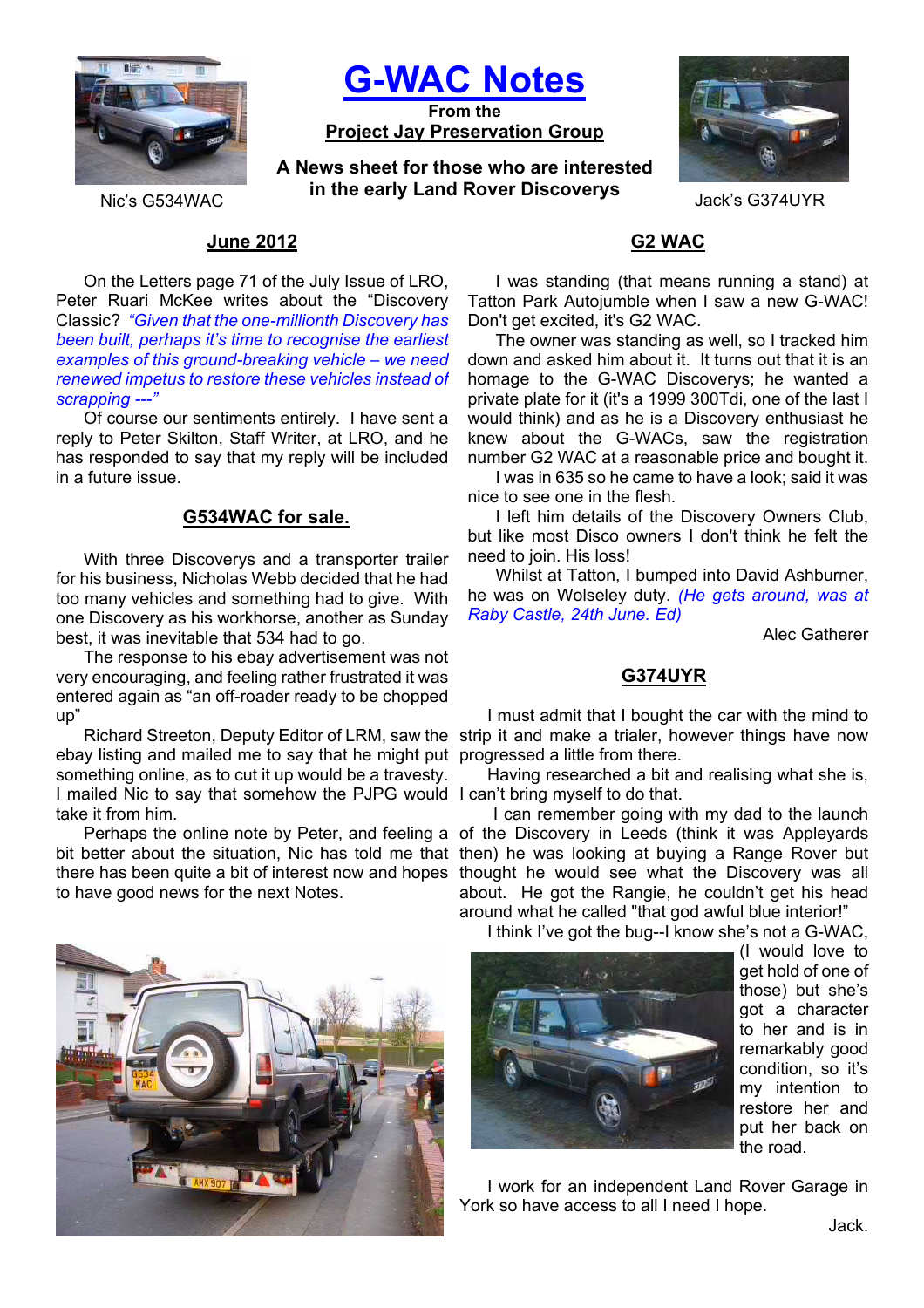# G-WAC Notes

**From the**
**Project Jay Preservation Group**

**A News sheet for those who are interested in the early Land Rover Discoverys**

Nic's G534WAC

Jack's G374UYR

## June 2012

On the Letters page 71 of the July Issue of LRO, Peter Ruari McKee writes about the "Discovery Classic? *"Given that the one-millionth Discovery has been built, perhaps it's time to recognise the earliest examples of this ground-breaking vehicle – we need renewed impetus to restore these vehicles instead of scrapping ---"*

Of course our sentiments entirely. I have sent a reply to Peter Skilton, Staff Writer, at LRO, and he has responded to say that my reply will be included in a future issue.

## G534WAC for sale.

With three Discoverys and a transporter trailer for his business, Nicholas Webb decided that he had too many vehicles and something had to give. With one Discovery as his workhorse, another as Sunday best, it was inevitable that 534 had to go.

The response to his ebay advertisement was not very encouraging, and feeling rather frustrated it was entered again as "an off-roader ready to be chopped up"

Richard Streeton, Deputy Editor of LRM, saw the ebay listing and mailed me to say that he might put something online, as to cut it up would be a travesty. I mailed Nic to say that somehow the PJPG would take it from him.

Perhaps the online note by Peter, and feeling a bit better about the situation, Nic has told me that there has been quite a bit of interest now and hopes to have good news for the next Notes.

## G2 WAC

I was standing (that means running a stand) at Tatton Park Autojumble when I saw a new G-WAC! Don't get excited, it's G2 WAC.

The owner was standing as well, so I tracked him down and asked him about it. It turns out that it is an homage to the G-WAC Discoverys; he wanted a private plate for it (it's a 1999 300Tdi, one of the last I would think) and as he is a Discovery enthusiast he knew about the G-WACs, saw the registration number G2 WAC at a reasonable price and bought it.

I was in 635 so he came to have a look; said it was nice to see one in the flesh.

I left him details of the Discovery Owners Club, but like most Disco owners I don't think he felt the need to join. His loss!

Whilst at Tatton, I bumped into David Ashburner, he was on Wolseley duty. *(He gets around, was at Raby Castle, 24th June. Ed)*

Alec Gatherer

## G374UYR

I must admit that I bought the car with the mind to strip it and make a trialer, however things have now progressed a little from there.

Having researched a bit and realising what she is, I can't bring myself to do that.

I can remember going with my dad to the launch of the Discovery in Leeds (think it was Appleyards then) he was looking at buying a Range Rover but thought he would see what the Discovery was all about. He got the Rangie, he couldn't get his head around what he called "that god awful blue interior!"

I think I've got the bug--I know she's not a G-WAC, (I would love to get hold of one of those) but she's got a character to her and is in remarkably good condition, so it's my intention to restore her and put her back on the road.

I work for an independent Land Rover Garage in York so have access to all I need I hope.

Jack.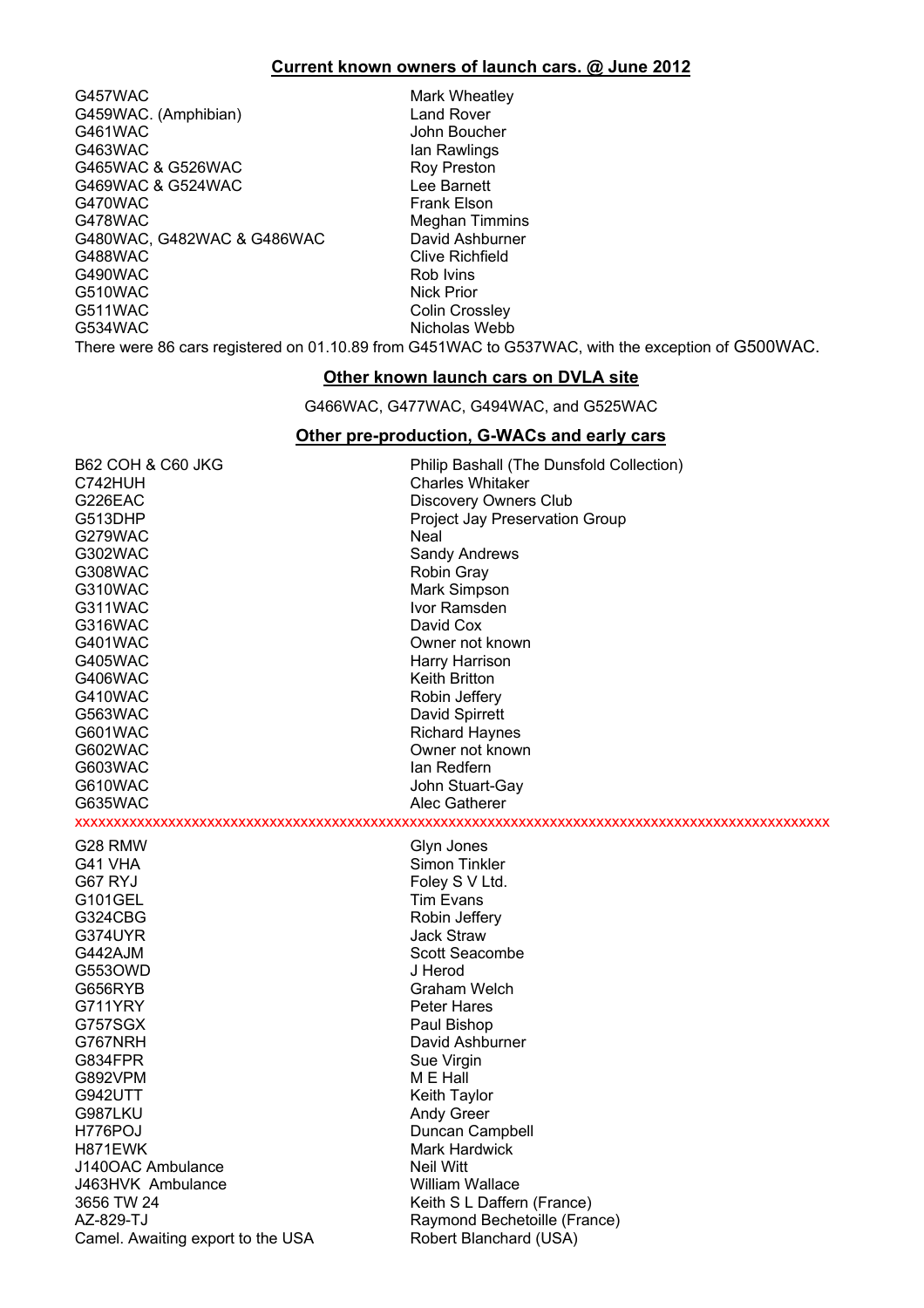## Current known owners of launch cars. @ June 2012

| | |
|---|---|
| G457WAC | Mark Wheatley |
| G459WAC. (Amphibian) | Land Rover |
| G461WAC | John Boucher |
| G463WAC | Ian Rawlings |
| G465WAC & G526WAC | Roy Preston |
| G469WAC & G524WAC | Lee Barnett |
| G470WAC | Frank Elson |
| G478WAC | Meghan Timmins |
| G480WAC, G482WAC & G486WAC | David Ashburner |
| G488WAC | Clive Richfield |
| G490WAC | Rob Ivins |
| G510WAC | Nick Prior |
| G511WAC | Colin Crossley |
| G534WAC | Nicholas Webb |

There were 86 cars registered on 01.10.89 from G451WAC to G537WAC, with the exception of G500WAC.

## Other known launch cars on DVLA site

G466WAC, G477WAC, G494WAC, and G525WAC

## Other pre-production, G-WACs and early cars

| | |
|---|---|
| B62 COH & C60 JKG | Philip Bashall (The Dunsfold Collection) |
| C742HUH | Charles Whitaker |
| G226EAC | Discovery Owners Club |
| G513DHP | Project Jay Preservation Group |
| G279WAC | Neal |
| G302WAC | Sandy Andrews |
| G308WAC | Robin Gray |
| G310WAC | Mark Simpson |
| G311WAC | Ivor Ramsden |
| G316WAC | David Cox |
| G401WAC | Owner not known |
| G405WAC | Harry Harrison |
| G406WAC | Keith Britton |
| G410WAC | Robin Jeffery |
| G563WAC | David Spirrett |
| G601WAC | Richard Haynes |
| G602WAC | Owner not known |
| G603WAC | Ian Redfern |
| G610WAC | John Stuart-Gay |
| G635WAC | Alec Gatherer |

xxxxxxxxxxxxxxxxxxxxxxxxxxxxxxxxxxxxxxxxxxxxxxxxxxxxxxxxxxxxxxxxxxxxxxxxxxxxxxxxxxxxxxxxxxxxxxxxxxx

| | |
|---|---|
| G28 RMW | Glyn Jones |
| G41 VHA | Simon Tinkler |
| G67 RYJ | Foley S V Ltd. |
| G101GEL | Tim Evans |
| G324CBG | Robin Jeffery |
| G374UYR | Jack Straw |
| G442AJM | Scott Seacombe |
| G553OWD | J Herod |
| G656RYB | Graham Welch |
| G711YRY | Peter Hares |
| G757SGX | Paul Bishop |
| G767NRH | David Ashburner |
| G834FPR | Sue Virgin |
| G892VPM | M E Hall |
| G942UTT | Keith Taylor |
| G987LKU | Andy Greer |
| H776POJ | Duncan Campbell |
| H871EWK | Mark Hardwick |
| J140OAC Ambulance | Neil Witt |
| J463HVK Ambulance | William Wallace |
| 3656 TW 24 | Keith S L Daffern (France) |
| AZ-829-TJ | Raymond Bechetoille (France) |
| Camel. Awaiting export to the USA | Robert Blanchard (USA) |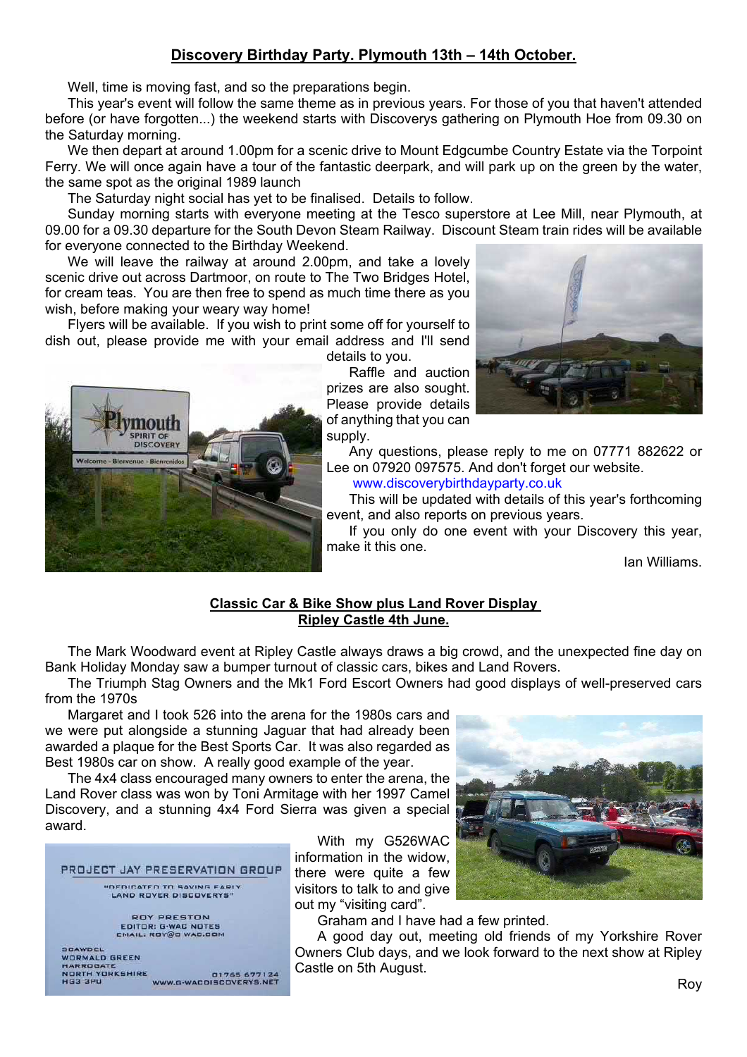## Discovery Birthday Party. Plymouth 13th – 14th October.

Well, time is moving fast, and so the preparations begin.

This year's event will follow the same theme as in previous years. For those of you that haven't attended before (or have forgotten...) the weekend starts with Discoverys gathering on Plymouth Hoe from 09.30 on the Saturday morning.

We then depart at around 1.00pm for a scenic drive to Mount Edgcumbe Country Estate via the Torpoint Ferry. We will once again have a tour of the fantastic deerpark, and will park up on the green by the water, the same spot as the original 1989 launch

The Saturday night social has yet to be finalised. Details to follow.

Sunday morning starts with everyone meeting at the Tesco superstore at Lee Mill, near Plymouth, at 09.00 for a 09.30 departure for the South Devon Steam Railway. Discount Steam train rides will be available for everyone connected to the Birthday Weekend.

We will leave the railway at around 2.00pm, and take a lovely scenic drive out across Dartmoor, on route to The Two Bridges Hotel, for cream teas. You are then free to spend as much time there as you wish, before making your weary way home!

Flyers will be available. If you wish to print some off for yourself to dish out, please provide me with your email address and I'll send details to you.

Raffle and auction prizes are also sought. Please provide details of anything that you can supply.

Any questions, please reply to me on 07771 882622 or Lee on 07920 097575. And don't forget our website.

www.discoverybirthdayparty.co.uk

This will be updated with details of this year's forthcoming event, and also reports on previous years.

If you only do one event with your Discovery this year, make it this one.

Ian Williams.

## Classic Car & Bike Show plus Land Rover Display Ripley Castle 4th June.

The Mark Woodward event at Ripley Castle always draws a big crowd, and the unexpected fine day on Bank Holiday Monday saw a bumper turnout of classic cars, bikes and Land Rovers.

The Triumph Stag Owners and the Mk1 Ford Escort Owners had good displays of well-preserved cars from the 1970s

Margaret and I took 526 into the arena for the 1980s cars and we were put alongside a stunning Jaguar that had already been awarded a plaque for the Best Sports Car. It was also regarded as Best 1980s car on show. A really good example of the year.

The 4x4 class encouraged many owners to enter the arena, the Land Rover class was won by Toni Armitage with her 1997 Camel Discovery, and a stunning 4x4 Ford Sierra was given a special award.

With my G526WAC information in the widow, there were quite a few visitors to talk to and give out my "visiting card".

Graham and I have had a few printed.

A good day out, meeting old friends of my Yorkshire Rover Owners Club days, and we look forward to the next show at Ripley Castle on 5th August.

Roy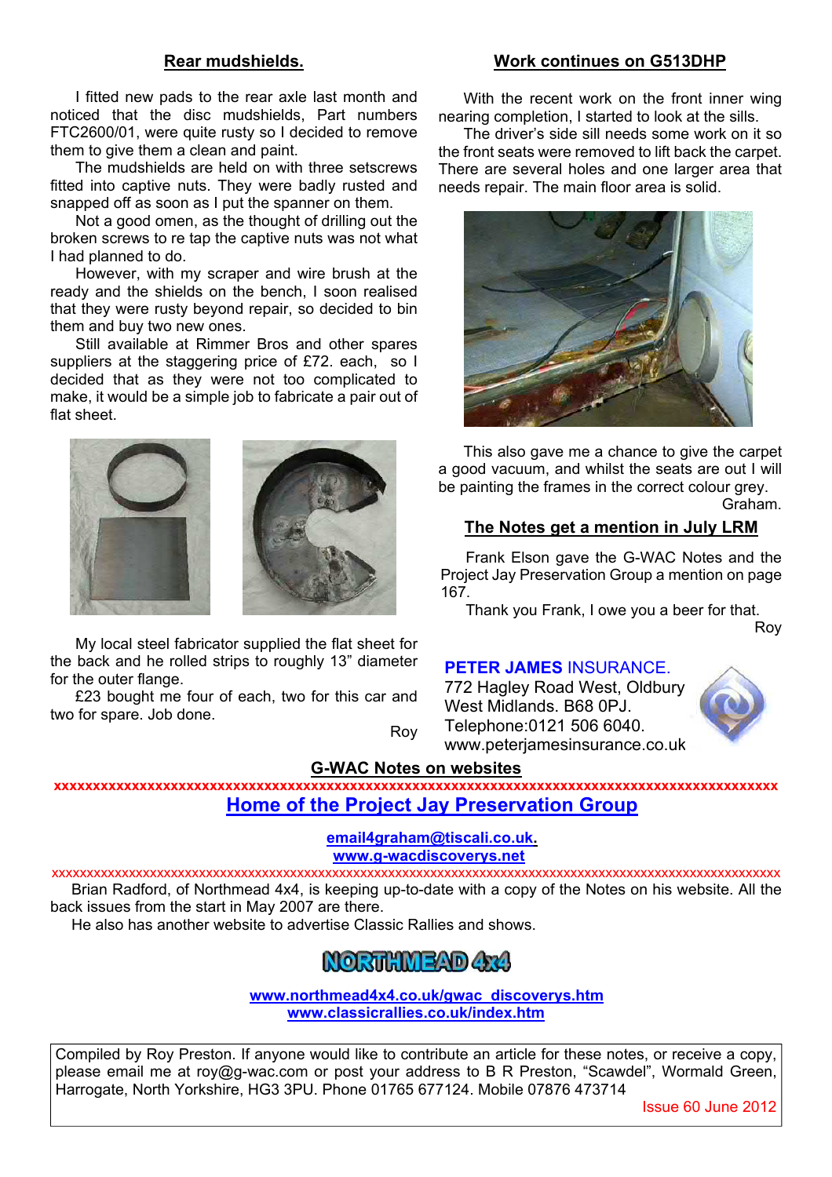## Rear mudshields.

I fitted new pads to the rear axle last month and noticed that the disc mudshields, Part numbers FTC2600/01, were quite rusty so I decided to remove them to give them a clean and paint.

The mudshields are held on with three setscrews fitted into captive nuts. They were badly rusted and snapped off as soon as I put the spanner on them.

Not a good omen, as the thought of drilling out the broken screws to re tap the captive nuts was not what I had planned to do.

However, with my scraper and wire brush at the ready and the shields on the bench, I soon realised that they were rusty beyond repair, so decided to bin them and buy two new ones.

Still available at Rimmer Bros and other spares suppliers at the staggering price of £72. each, so I decided that as they were not too complicated to make, it would be a simple job to fabricate a pair out of flat sheet.

My local steel fabricator supplied the flat sheet for the back and he rolled strips to roughly 13" diameter for the outer flange.

£23 bought me four of each, two for this car and two for spare. Job done.

Roy

## Work continues on G513DHP

With the recent work on the front inner wing nearing completion, I started to look at the sills.

The driver's side sill needs some work on it so the front seats were removed to lift back the carpet. There are several holes and one larger area that needs repair. The main floor area is solid.

This also gave me a chance to give the carpet a good vacuum, and whilst the seats are out I will be painting the frames in the correct colour grey.

Graham.

## The Notes get a mention in July LRM

Frank Elson gave the G-WAC Notes and the Project Jay Preservation Group a mention on page 167.

Thank you Frank, I owe you a beer for that.

Roy

**PETER JAMES** INSURANCE.
772 Hagley Road West, Oldbury
West Midlands. B68 0PJ.
Telephone:0121 506 6040.
www.peterjamesinsurance.co.uk

## G-WAC Notes on websites

xxxxxxxxxxxxxxxxxxxxxxxxxxxxxxxxxxxxxxxxxxxxxxxxxxxxxxxxxxxxxxxxxxxxxxxxxxxxxxxxxxxxxxxxxxxxx

**Home of the Project Jay Preservation Group**

email4graham@tiscali.co.uk.
www.g-wacdiscoverys.net

xxxxxxxxxxxxxxxxxxxxxxxxxxxxxxxxxxxxxxxxxxxxxxxxxxxxxxxxxxxxxxxxxxxxxxxxxxxxxxxxxxxxxxxxxxxxxxxxxxxxx

Brian Radford, of Northmead 4x4, is keeping up-to-date with a copy of the Notes on his website. All the back issues from the start in May 2007 are there.

He also has another website to advertise Classic Rallies and shows.

NORTHMEAD 4x4

www.northmead4x4.co.uk/gwac_discoverys.htm
www.classicrallies.co.uk/index.htm

Compiled by Roy Preston. If anyone would like to contribute an article for these notes, or receive a copy, please email me at roy@g-wac.com or post your address to B R Preston, "Scawdel", Wormald Green, Harrogate, North Yorkshire, HG3 3PU. Phone 01765 677124. Mobile 07876 473714

Issue 60 June 2012